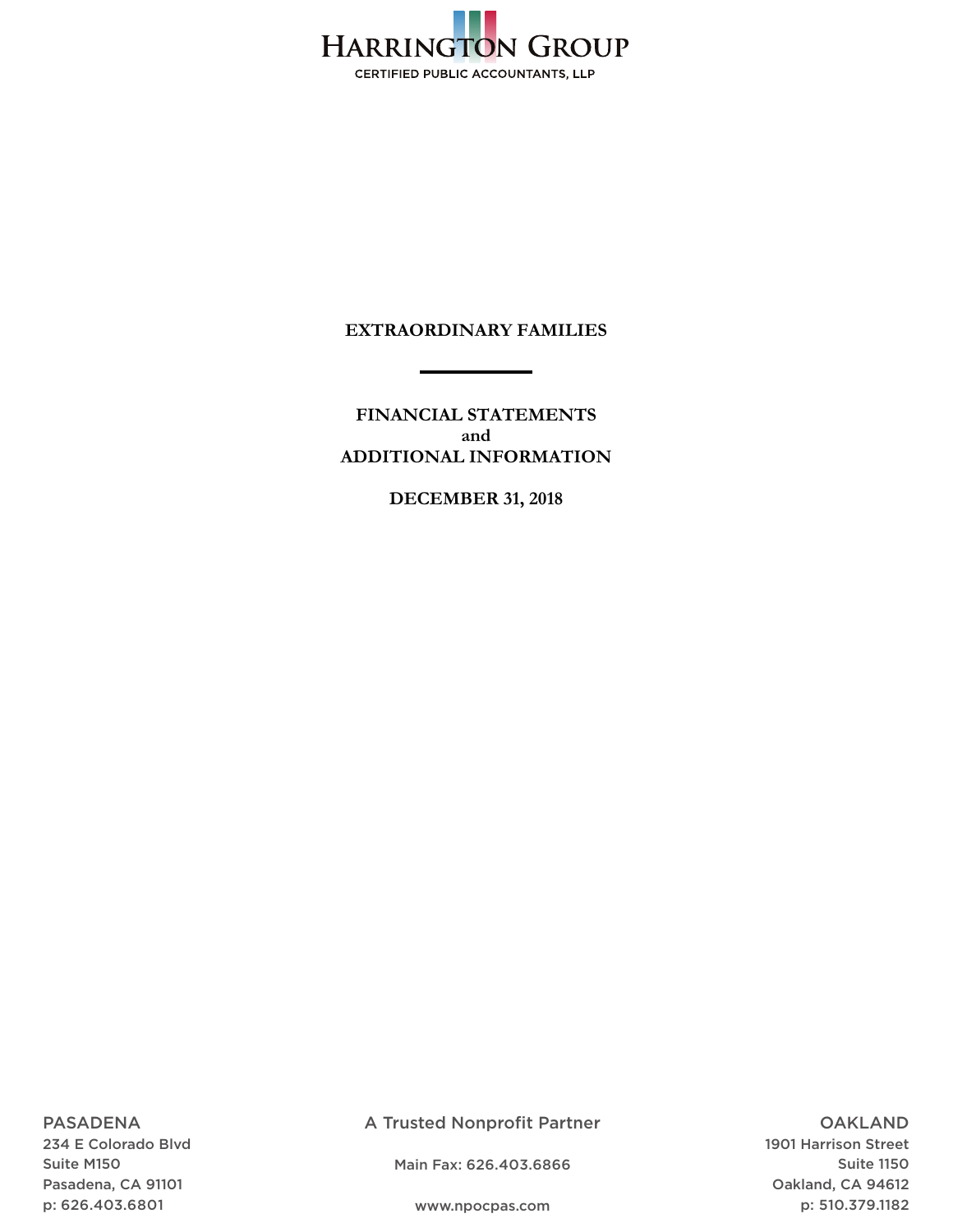HARRINGTON GROUP

CERTIFIED PUBLIC ACCOUNTANTS, LLP

# EXTRAORDINARY FAMILIES

## FINANCIAL STATEMENTS
## and
## ADDITIONAL INFORMATION

## DECEMBER 31, 2018

PASADENA
234 E Colorado Blvd
Suite M150
Pasadena, CA 91101
p: 626.403.6801

A Trusted Nonprofit Partner

Main Fax: 626.403.6866

www.npocpas.com

OAKLAND
1901 Harrison Street
Suite 1150
Oakland, CA 94612
p: 510.379.1182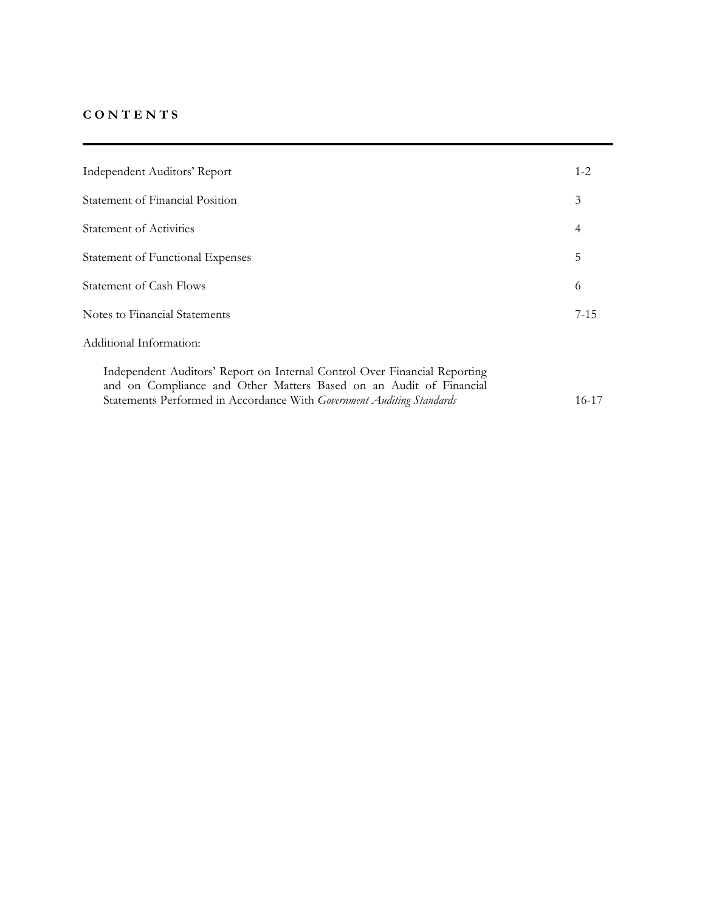**C O N T E N T S**

| | |
|---|---|
| Independent Auditors' Report | 1-2 |
| Statement of Financial Position | 3 |
| Statement of Activities | 4 |
| Statement of Functional Expenses | 5 |
| Statement of Cash Flows | 6 |
| Notes to Financial Statements | 7-15 |
| Additional Information: | |
| Independent Auditors' Report on Internal Control Over Financial Reporting and on Compliance and Other Matters Based on an Audit of Financial Statements Performed in Accordance With *Government Auditing Standards* | 16-17 |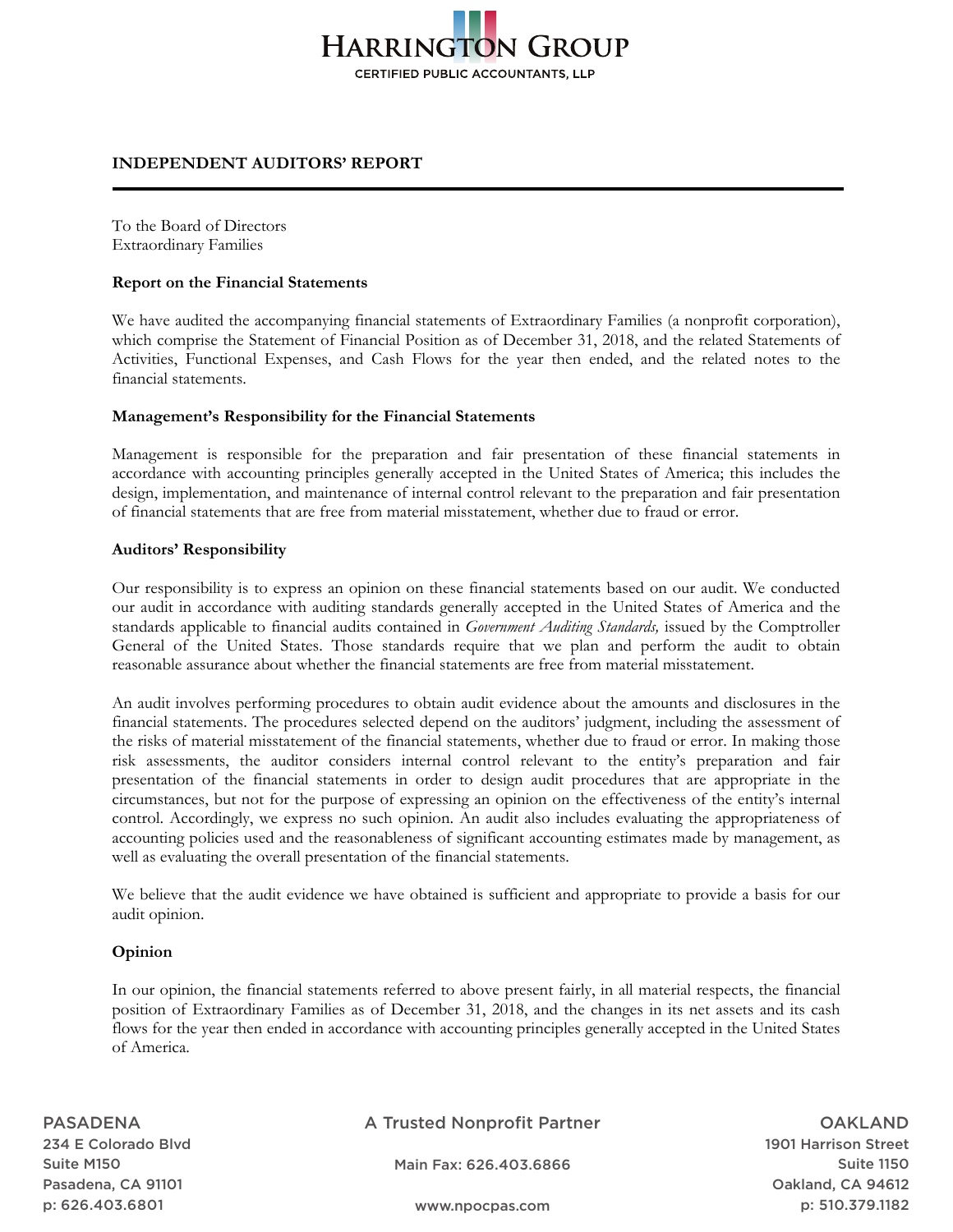# HARRINGTON GROUP

CERTIFIED PUBLIC ACCOUNTANTS, LLP

## INDEPENDENT AUDITORS' REPORT

To the Board of Directors
Extraordinary Families

### Report on the Financial Statements

We have audited the accompanying financial statements of Extraordinary Families (a nonprofit corporation), which comprise the Statement of Financial Position as of December 31, 2018, and the related Statements of Activities, Functional Expenses, and Cash Flows for the year then ended, and the related notes to the financial statements.

### Management's Responsibility for the Financial Statements

Management is responsible for the preparation and fair presentation of these financial statements in accordance with accounting principles generally accepted in the United States of America; this includes the design, implementation, and maintenance of internal control relevant to the preparation and fair presentation of financial statements that are free from material misstatement, whether due to fraud or error.

### Auditors' Responsibility

Our responsibility is to express an opinion on these financial statements based on our audit. We conducted our audit in accordance with auditing standards generally accepted in the United States of America and the standards applicable to financial audits contained in *Government Auditing Standards,* issued by the Comptroller General of the United States. Those standards require that we plan and perform the audit to obtain reasonable assurance about whether the financial statements are free from material misstatement.

An audit involves performing procedures to obtain audit evidence about the amounts and disclosures in the financial statements. The procedures selected depend on the auditors' judgment, including the assessment of the risks of material misstatement of the financial statements, whether due to fraud or error. In making those risk assessments, the auditor considers internal control relevant to the entity's preparation and fair presentation of the financial statements in order to design audit procedures that are appropriate in the circumstances, but not for the purpose of expressing an opinion on the effectiveness of the entity's internal control. Accordingly, we express no such opinion. An audit also includes evaluating the appropriateness of accounting policies used and the reasonableness of significant accounting estimates made by management, as well as evaluating the overall presentation of the financial statements.

We believe that the audit evidence we have obtained is sufficient and appropriate to provide a basis for our audit opinion.

### Opinion

In our opinion, the financial statements referred to above present fairly, in all material respects, the financial position of Extraordinary Families as of December 31, 2018, and the changes in its net assets and its cash flows for the year then ended in accordance with accounting principles generally accepted in the United States of America.

PASADENA
234 E Colorado Blvd
Suite M150
Pasadena, CA 91101
p: 626.403.6801

A Trusted Nonprofit Partner

Main Fax: 626.403.6866

www.npocpas.com

OAKLAND
1901 Harrison Street
Suite 1150
Oakland, CA 94612
p: 510.379.1182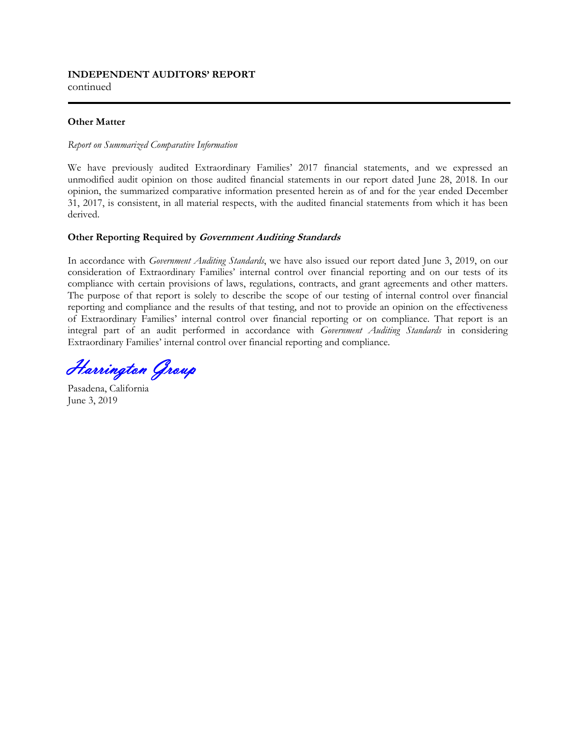**INDEPENDENT AUDITORS' REPORT**
continued

---

**Other Matter**

*Report on Summarized Comparative Information*

We have previously audited Extraordinary Families' 2017 financial statements, and we expressed an unmodified audit opinion on those audited financial statements in our report dated June 28, 2018. In our opinion, the summarized comparative information presented herein as of and for the year ended December 31, 2017, is consistent, in all material respects, with the audited financial statements from which it has been derived.

**Other Reporting Required by *Government Auditing Standards***

In accordance with *Government Auditing Standards*, we have also issued our report dated June 3, 2019, on our consideration of Extraordinary Families' internal control over financial reporting and on our tests of its compliance with certain provisions of laws, regulations, contracts, and grant agreements and other matters. The purpose of that report is solely to describe the scope of our testing of internal control over financial reporting and compliance and the results of that testing, and not to provide an opinion on the effectiveness of Extraordinary Families' internal control over financial reporting or on compliance. That report is an integral part of an audit performed in accordance with *Government Auditing Standards* in considering Extraordinary Families' internal control over financial reporting and compliance.

*Harrington Group*

Pasadena, California
June 3, 2019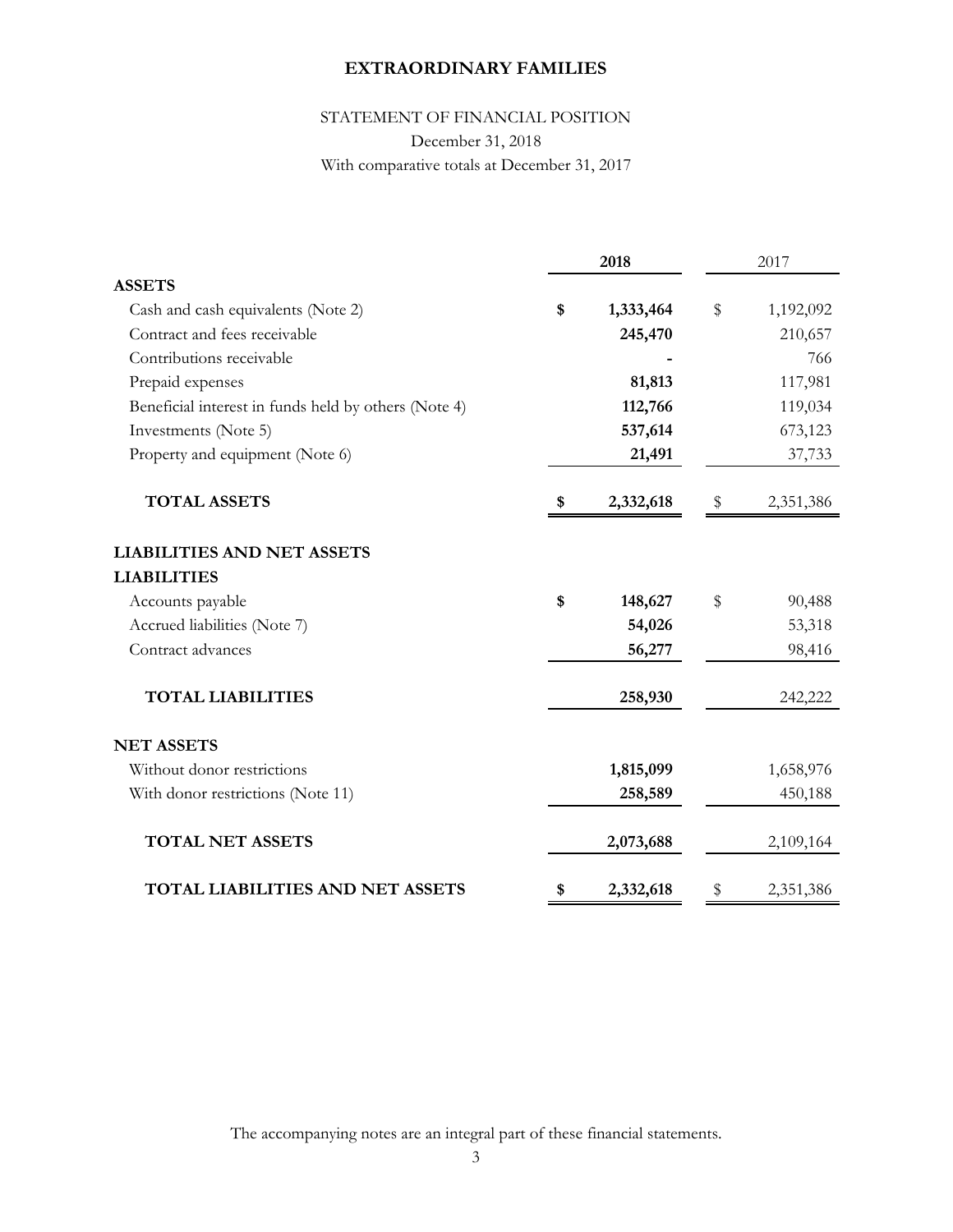# EXTRAORDINARY FAMILIES

## STATEMENT OF FINANCIAL POSITION

December 31, 2018

With comparative totals at December 31, 2017

| | **2018** | 2017 |
|---|---|---|
| **ASSETS** | | |
| Cash and cash equivalents (Note 2) | **$ 1,333,464** | $ 1,192,092 |
| Contract and fees receivable | **245,470** | 210,657 |
| Contributions receivable | **-** | 766 |
| Prepaid expenses | **81,813** | 117,981 |
| Beneficial interest in funds held by others (Note 4) | **112,766** | 119,034 |
| Investments (Note 5) | **537,614** | 673,123 |
| Property and equipment (Note 6) | **21,491** | 37,733 |
| **TOTAL ASSETS** | **$ 2,332,618** | $ 2,351,386 |
| **LIABILITIES AND NET ASSETS** | | |
| **LIABILITIES** | | |
| Accounts payable | **$ 148,627** | $ 90,488 |
| Accrued liabilities (Note 7) | **54,026** | 53,318 |
| Contract advances | **56,277** | 98,416 |
| **TOTAL LIABILITIES** | **258,930** | 242,222 |
| **NET ASSETS** | | |
| Without donor restrictions | **1,815,099** | 1,658,976 |
| With donor restrictions (Note 11) | **258,589** | 450,188 |
| **TOTAL NET ASSETS** | **2,073,688** | 2,109,164 |
| **TOTAL LIABILITIES AND NET ASSETS** | **$ 2,332,618** | $ 2,351,386 |

The accompanying notes are an integral part of these financial statements.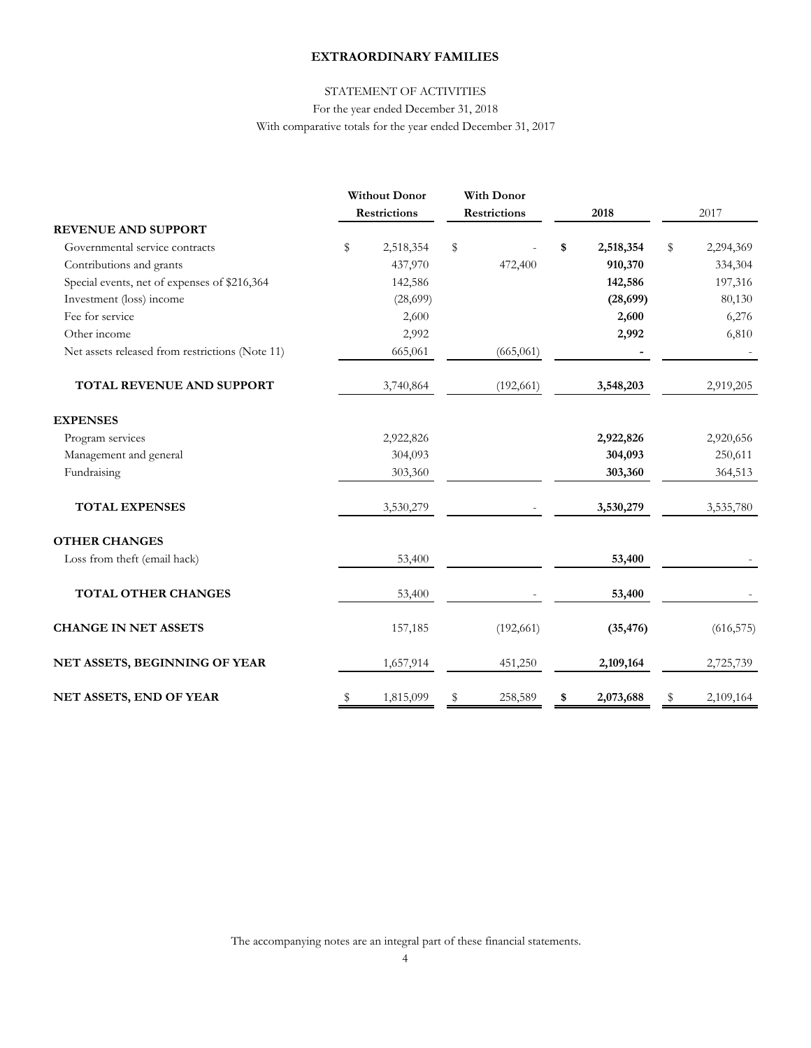# EXTRAORDINARY FAMILIES

## STATEMENT OF ACTIVITIES

For the year ended December 31, 2018

With comparative totals for the year ended December 31, 2017

| | Without Donor Restrictions | With Donor Restrictions | 2018 | 2017 |
|---|---|---|---|---|
| **REVENUE AND SUPPORT** | | | | |
| Governmental service contracts | $ 2,518,354 | $ - | **$ 2,518,354** | $ 2,294,369 |
| Contributions and grants | 437,970 | 472,400 | **910,370** | 334,304 |
| Special events, net of expenses of $216,364 | 142,586 | | **142,586** | 197,316 |
| Investment (loss) income | (28,699) | | **(28,699)** | 80,130 |
| Fee for service | 2,600 | | **2,600** | 6,276 |
| Other income | 2,992 | | **2,992** | 6,810 |
| Net assets released from restrictions (Note 11) | 665,061 | (665,061) | **-** | - |
| **TOTAL REVENUE AND SUPPORT** | 3,740,864 | (192,661) | **3,548,203** | 2,919,205 |
| **EXPENSES** | | | | |
| Program services | 2,922,826 | | **2,922,826** | 2,920,656 |
| Management and general | 304,093 | | **304,093** | 250,611 |
| Fundraising | 303,360 | | **303,360** | 364,513 |
| **TOTAL EXPENSES** | 3,530,279 | - | **3,530,279** | 3,535,780 |
| **OTHER CHANGES** | | | | |
| Loss from theft (email hack) | 53,400 | | **53,400** | - |
| **TOTAL OTHER CHANGES** | 53,400 | - | **53,400** | - |
| **CHANGE IN NET ASSETS** | 157,185 | (192,661) | **(35,476)** | (616,575) |
| **NET ASSETS, BEGINNING OF YEAR** | 1,657,914 | 451,250 | **2,109,164** | 2,725,739 |
| **NET ASSETS, END OF YEAR** | $ 1,815,099 | $ 258,589 | **$ 2,073,688** | $ 2,109,164 |

The accompanying notes are an integral part of these financial statements.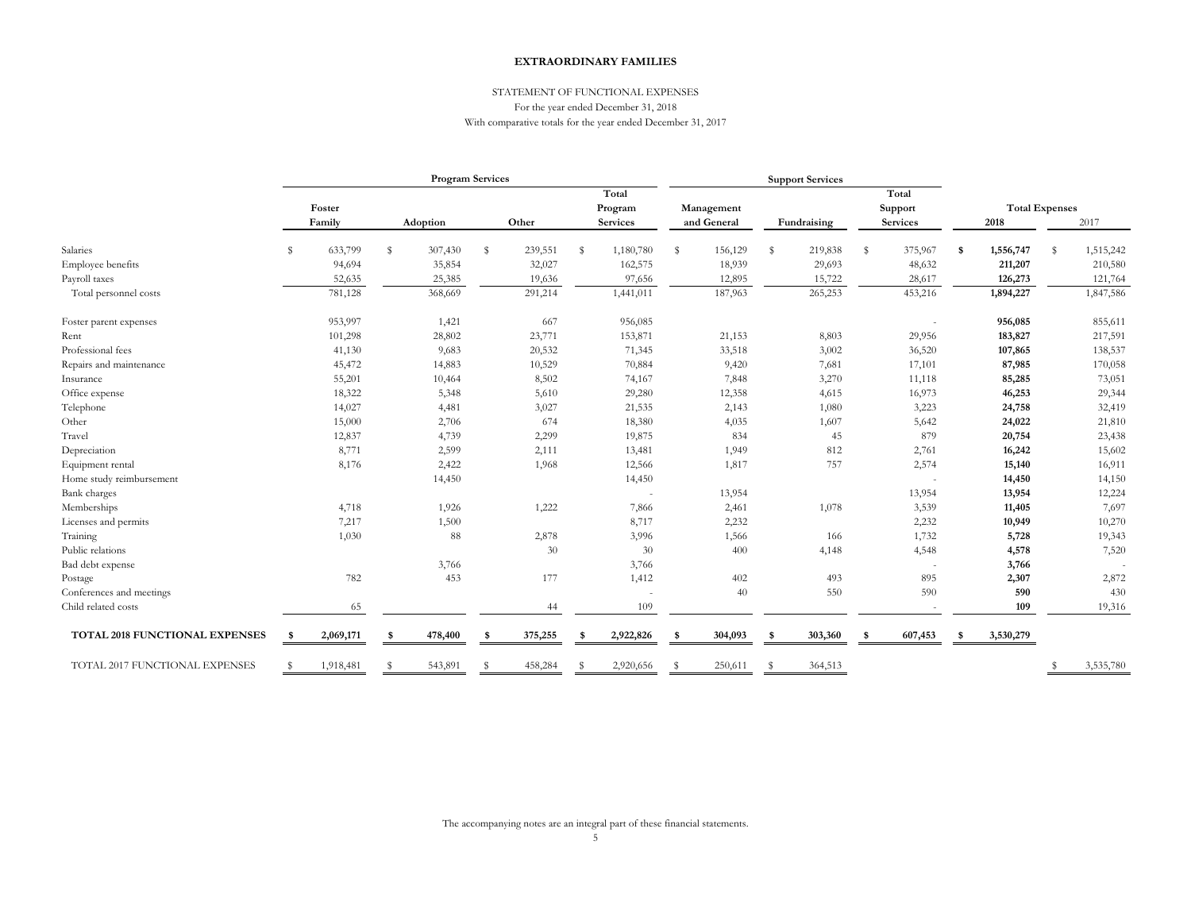**EXTRAORDINARY FAMILIES**

STATEMENT OF FUNCTIONAL EXPENSES
For the year ended December 31, 2018
With comparative totals for the year ended December 31, 2017

| | Program Services | | | | Support Services | | | Total Expenses | |
|---|---|---|---|---|---|---|---|---|---|
| | Foster Family | Adoption | Other | Total Program Services | Management and General | Fundraising | Total Support Services | 2018 | 2017 |
| Salaries | $ 633,799 | $ 307,430 | $ 239,551 | $ 1,180,780 | $ 156,129 | $ 219,838 | $ 375,967 | **$ 1,556,747** | $ 1,515,242 |
| Employee benefits | 94,694 | 35,854 | 32,027 | 162,575 | 18,939 | 29,693 | 48,632 | **211,207** | 210,580 |
| Payroll taxes | 52,635 | 25,385 | 19,636 | 97,656 | 12,895 | 15,722 | 28,617 | **126,273** | 121,764 |
| Total personnel costs | 781,128 | 368,669 | 291,214 | 1,441,011 | 187,963 | 265,253 | 453,216 | **1,894,227** | 1,847,586 |
| Foster parent expenses | 953,997 | 1,421 | 667 | 956,085 | | | - | **956,085** | 855,611 |
| Rent | 101,298 | 28,802 | 23,771 | 153,871 | 21,153 | 8,803 | 29,956 | **183,827** | 217,591 |
| Professional fees | 41,130 | 9,683 | 20,532 | 71,345 | 33,518 | 3,002 | 36,520 | **107,865** | 138,537 |
| Repairs and maintenance | 45,472 | 14,883 | 10,529 | 70,884 | 9,420 | 7,681 | 17,101 | **87,985** | 170,058 |
| Insurance | 55,201 | 10,464 | 8,502 | 74,167 | 7,848 | 3,270 | 11,118 | **85,285** | 73,051 |
| Office expense | 18,322 | 5,348 | 5,610 | 29,280 | 12,358 | 4,615 | 16,973 | **46,253** | 29,344 |
| Telephone | 14,027 | 4,481 | 3,027 | 21,535 | 2,143 | 1,080 | 3,223 | **24,758** | 32,419 |
| Other | 15,000 | 2,706 | 674 | 18,380 | 4,035 | 1,607 | 5,642 | **24,022** | 21,810 |
| Travel | 12,837 | 4,739 | 2,299 | 19,875 | 834 | 45 | 879 | **20,754** | 23,438 |
| Depreciation | 8,771 | 2,599 | 2,111 | 13,481 | 1,949 | 812 | 2,761 | **16,242** | 15,602 |
| Equipment rental | 8,176 | 2,422 | 1,968 | 12,566 | 1,817 | 757 | 2,574 | **15,140** | 16,911 |
| Home study reimbursement | | 14,450 | | 14,450 | | | - | **14,450** | 14,150 |
| Bank charges | | | | - | 13,954 | | 13,954 | **13,954** | 12,224 |
| Memberships | 4,718 | 1,926 | 1,222 | 7,866 | 2,461 | 1,078 | 3,539 | **11,405** | 7,697 |
| Licenses and permits | 7,217 | 1,500 | | 8,717 | 2,232 | | 2,232 | **10,949** | 10,270 |
| Training | 1,030 | 88 | 2,878 | 3,996 | 1,566 | 166 | 1,732 | **5,728** | 19,343 |
| Public relations | | | 30 | 30 | 400 | 4,148 | 4,548 | **4,578** | 7,520 |
| Bad debt expense | | 3,766 | | 3,766 | | | - | **3,766** | - |
| Postage | 782 | 453 | 177 | 1,412 | 402 | 493 | 895 | **2,307** | 2,872 |
| Conferences and meetings | | | | - | 40 | 550 | 590 | **590** | 430 |
| Child related costs | 65 | | 44 | 109 | | | - | **109** | 19,316 |
| **TOTAL 2018 FUNCTIONAL EXPENSES** | **$ 2,069,171** | **$ 478,400** | **$ 375,255** | **$ 2,922,826** | **$ 304,093** | **$ 303,360** | **$ 607,453** | **$ 3,530,279** | |
| TOTAL 2017 FUNCTIONAL EXPENSES | $ 1,918,481 | $ 543,891 | $ 458,284 | $ 2,920,656 | $ 250,611 | $ 364,513 | | | $ 3,535,780 |

The accompanying notes are an integral part of these financial statements.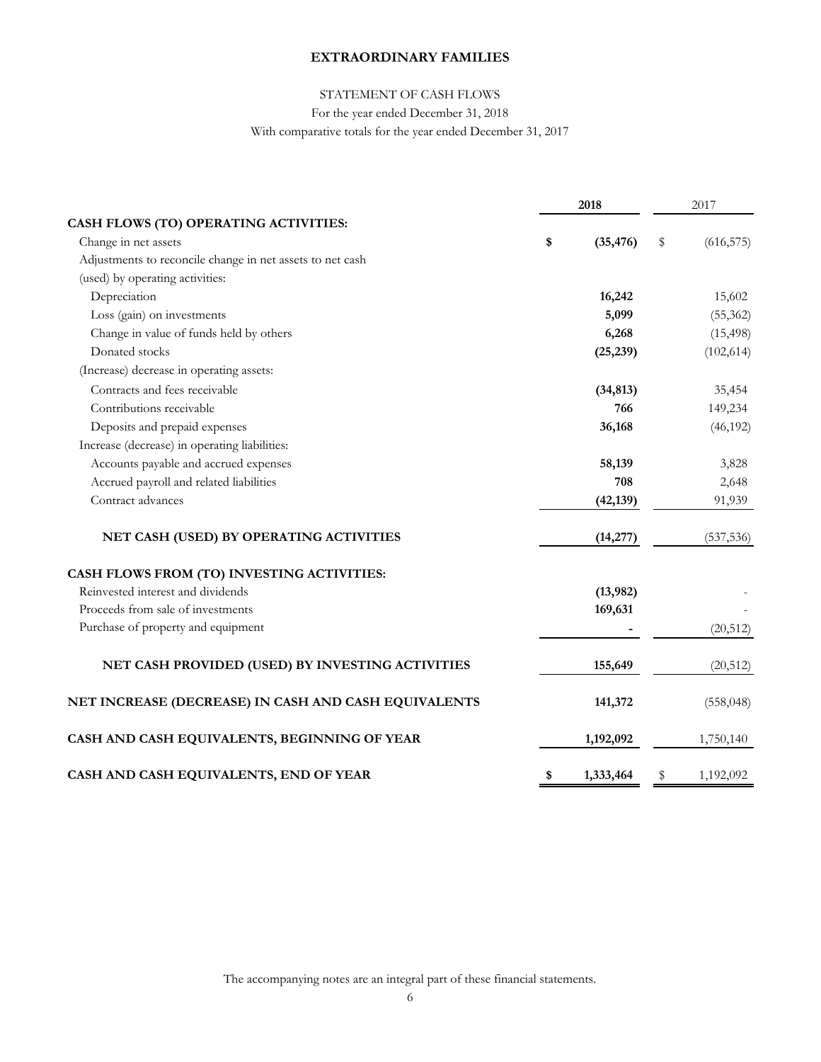**EXTRAORDINARY FAMILIES**

STATEMENT OF CASH FLOWS

For the year ended December 31, 2018

With comparative totals for the year ended December 31, 2017

| | 2018 | 2017 |
|---|---|---|
| **CASH FLOWS (TO) OPERATING ACTIVITIES:** | | |
| Change in net assets | **$ (35,476)** | $ (616,575) |
| Adjustments to reconcile change in net assets to net cash (used) by operating activities: | | |
| Depreciation | **16,242** | 15,602 |
| Loss (gain) on investments | **5,099** | (55,362) |
| Change in value of funds held by others | **6,268** | (15,498) |
| Donated stocks | **(25,239)** | (102,614) |
| (Increase) decrease in operating assets: | | |
| Contracts and fees receivable | **(34,813)** | 35,454 |
| Contributions receivable | **766** | 149,234 |
| Deposits and prepaid expenses | **36,168** | (46,192) |
| Increase (decrease) in operating liabilities: | | |
| Accounts payable and accrued expenses | **58,139** | 3,828 |
| Accrued payroll and related liabilities | **708** | 2,648 |
| Contract advances | **(42,139)** | 91,939 |
| **NET CASH (USED) BY OPERATING ACTIVITIES** | **(14,277)** | (537,536) |
| **CASH FLOWS FROM (TO) INVESTING ACTIVITIES:** | | |
| Reinvested interest and dividends | **(13,982)** | - |
| Proceeds from sale of investments | **169,631** | - |
| Purchase of property and equipment | **-** | (20,512) |
| **NET CASH PROVIDED (USED) BY INVESTING ACTIVITIES** | **155,649** | (20,512) |
| **NET INCREASE (DECREASE) IN CASH AND CASH EQUIVALENTS** | **141,372** | (558,048) |
| **CASH AND CASH EQUIVALENTS, BEGINNING OF YEAR** | **1,192,092** | 1,750,140 |
| **CASH AND CASH EQUIVALENTS, END OF YEAR** | **$ 1,333,464** | $ 1,192,092 |

The accompanying notes are an integral part of these financial statements.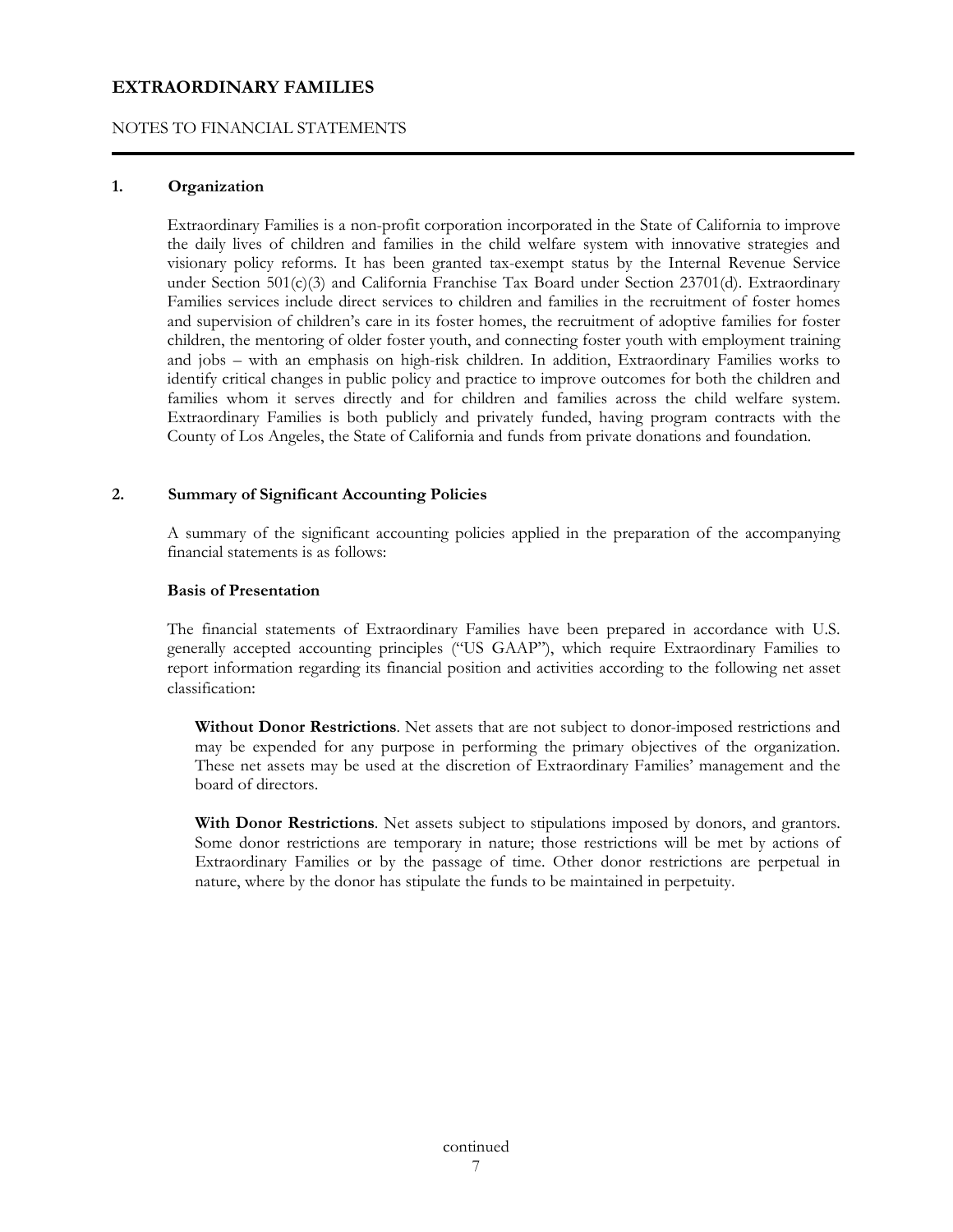# EXTRAORDINARY FAMILIES

NOTES TO FINANCIAL STATEMENTS

## 1. Organization

Extraordinary Families is a non-profit corporation incorporated in the State of California to improve the daily lives of children and families in the child welfare system with innovative strategies and visionary policy reforms. It has been granted tax-exempt status by the Internal Revenue Service under Section 501(c)(3) and California Franchise Tax Board under Section 23701(d). Extraordinary Families services include direct services to children and families in the recruitment of foster homes and supervision of children's care in its foster homes, the recruitment of adoptive families for foster children, the mentoring of older foster youth, and connecting foster youth with employment training and jobs – with an emphasis on high-risk children. In addition, Extraordinary Families works to identify critical changes in public policy and practice to improve outcomes for both the children and families whom it serves directly and for children and families across the child welfare system. Extraordinary Families is both publicly and privately funded, having program contracts with the County of Los Angeles, the State of California and funds from private donations and foundation.

## 2. Summary of Significant Accounting Policies

A summary of the significant accounting policies applied in the preparation of the accompanying financial statements is as follows:

### Basis of Presentation

The financial statements of Extraordinary Families have been prepared in accordance with U.S. generally accepted accounting principles ("US GAAP"), which require Extraordinary Families to report information regarding its financial position and activities according to the following net asset classification:

**Without Donor Restrictions**. Net assets that are not subject to donor-imposed restrictions and may be expended for any purpose in performing the primary objectives of the organization. These net assets may be used at the discretion of Extraordinary Families' management and the board of directors.

**With Donor Restrictions**. Net assets subject to stipulations imposed by donors, and grantors. Some donor restrictions are temporary in nature; those restrictions will be met by actions of Extraordinary Families or by the passage of time. Other donor restrictions are perpetual in nature, where by the donor has stipulate the funds to be maintained in perpetuity.

continued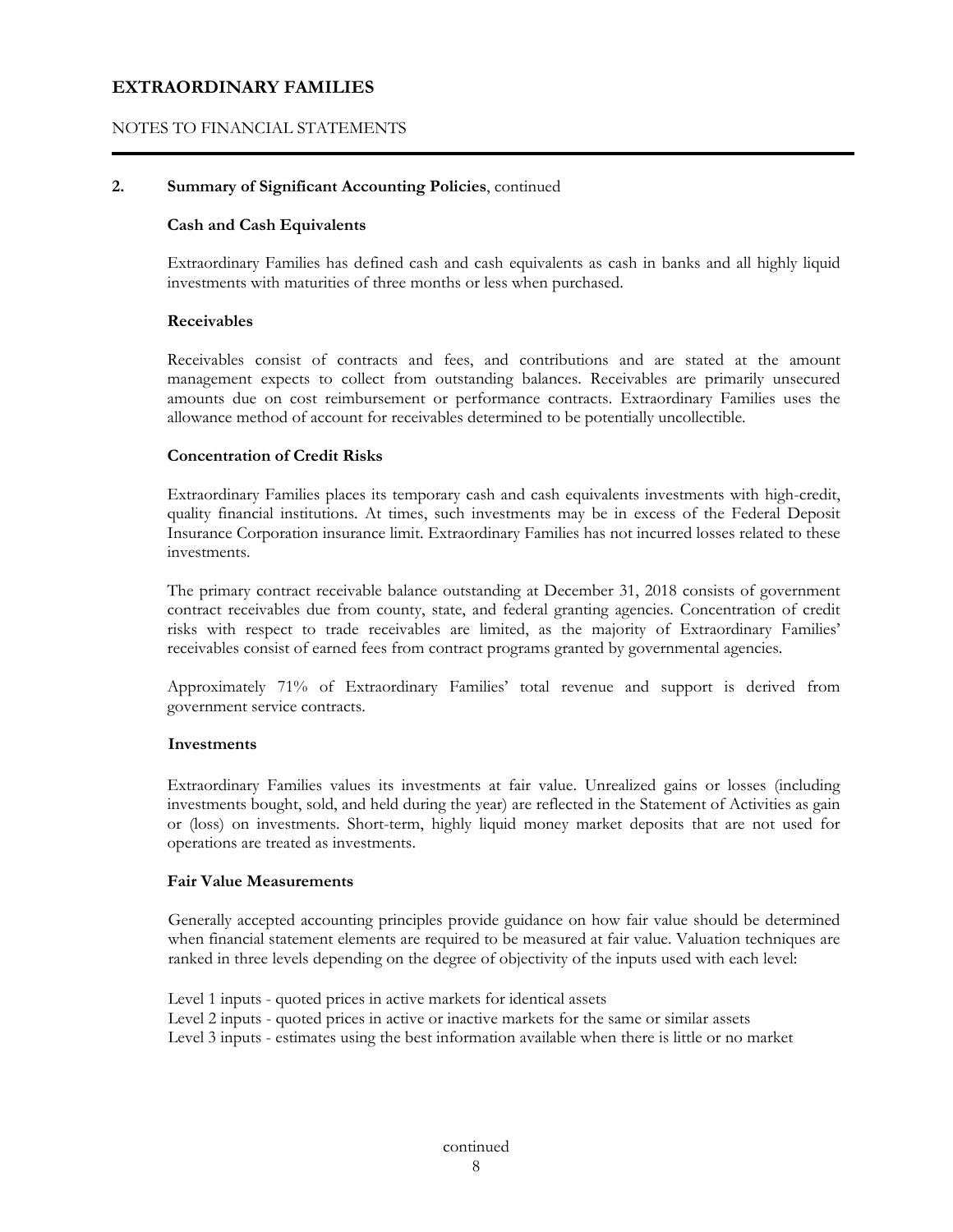# EXTRAORDINARY FAMILIES

NOTES TO FINANCIAL STATEMENTS

## 2. Summary of Significant Accounting Policies, continued

### Cash and Cash Equivalents

Extraordinary Families has defined cash and cash equivalents as cash in banks and all highly liquid investments with maturities of three months or less when purchased.

### Receivables

Receivables consist of contracts and fees, and contributions and are stated at the amount management expects to collect from outstanding balances. Receivables are primarily unsecured amounts due on cost reimbursement or performance contracts. Extraordinary Families uses the allowance method of account for receivables determined to be potentially uncollectible.

### Concentration of Credit Risks

Extraordinary Families places its temporary cash and cash equivalents investments with high-credit, quality financial institutions. At times, such investments may be in excess of the Federal Deposit Insurance Corporation insurance limit. Extraordinary Families has not incurred losses related to these investments.

The primary contract receivable balance outstanding at December 31, 2018 consists of government contract receivables due from county, state, and federal granting agencies. Concentration of credit risks with respect to trade receivables are limited, as the majority of Extraordinary Families' receivables consist of earned fees from contract programs granted by governmental agencies.

Approximately 71% of Extraordinary Families' total revenue and support is derived from government service contracts.

### Investments

Extraordinary Families values its investments at fair value. Unrealized gains or losses (including investments bought, sold, and held during the year) are reflected in the Statement of Activities as gain or (loss) on investments. Short-term, highly liquid money market deposits that are not used for operations are treated as investments.

### Fair Value Measurements

Generally accepted accounting principles provide guidance on how fair value should be determined when financial statement elements are required to be measured at fair value. Valuation techniques are ranked in three levels depending on the degree of objectivity of the inputs used with each level:

Level 1 inputs - quoted prices in active markets for identical assets
Level 2 inputs - quoted prices in active or inactive markets for the same or similar assets
Level 3 inputs - estimates using the best information available when there is little or no market

continued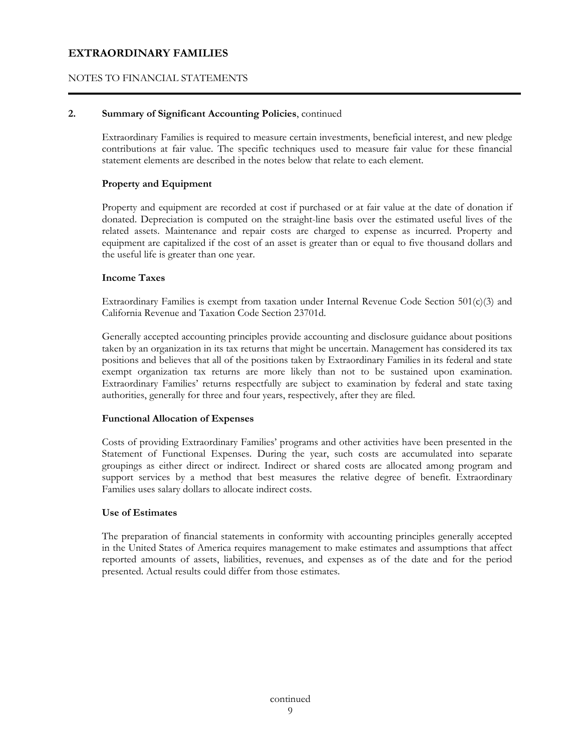# EXTRAORDINARY FAMILIES

NOTES TO FINANCIAL STATEMENTS

**2. Summary of Significant Accounting Policies**, continued

Extraordinary Families is required to measure certain investments, beneficial interest, and new pledge contributions at fair value. The specific techniques used to measure fair value for these financial statement elements are described in the notes below that relate to each element.

**Property and Equipment**

Property and equipment are recorded at cost if purchased or at fair value at the date of donation if donated. Depreciation is computed on the straight-line basis over the estimated useful lives of the related assets. Maintenance and repair costs are charged to expense as incurred. Property and equipment are capitalized if the cost of an asset is greater than or equal to five thousand dollars and the useful life is greater than one year.

**Income Taxes**

Extraordinary Families is exempt from taxation under Internal Revenue Code Section 501(c)(3) and California Revenue and Taxation Code Section 23701d.

Generally accepted accounting principles provide accounting and disclosure guidance about positions taken by an organization in its tax returns that might be uncertain. Management has considered its tax positions and believes that all of the positions taken by Extraordinary Families in its federal and state exempt organization tax returns are more likely than not to be sustained upon examination. Extraordinary Families' returns respectfully are subject to examination by federal and state taxing authorities, generally for three and four years, respectively, after they are filed.

**Functional Allocation of Expenses**

Costs of providing Extraordinary Families' programs and other activities have been presented in the Statement of Functional Expenses. During the year, such costs are accumulated into separate groupings as either direct or indirect. Indirect or shared costs are allocated among program and support services by a method that best measures the relative degree of benefit. Extraordinary Families uses salary dollars to allocate indirect costs.

**Use of Estimates**

The preparation of financial statements in conformity with accounting principles generally accepted in the United States of America requires management to make estimates and assumptions that affect reported amounts of assets, liabilities, revenues, and expenses as of the date and for the period presented. Actual results could differ from those estimates.

continued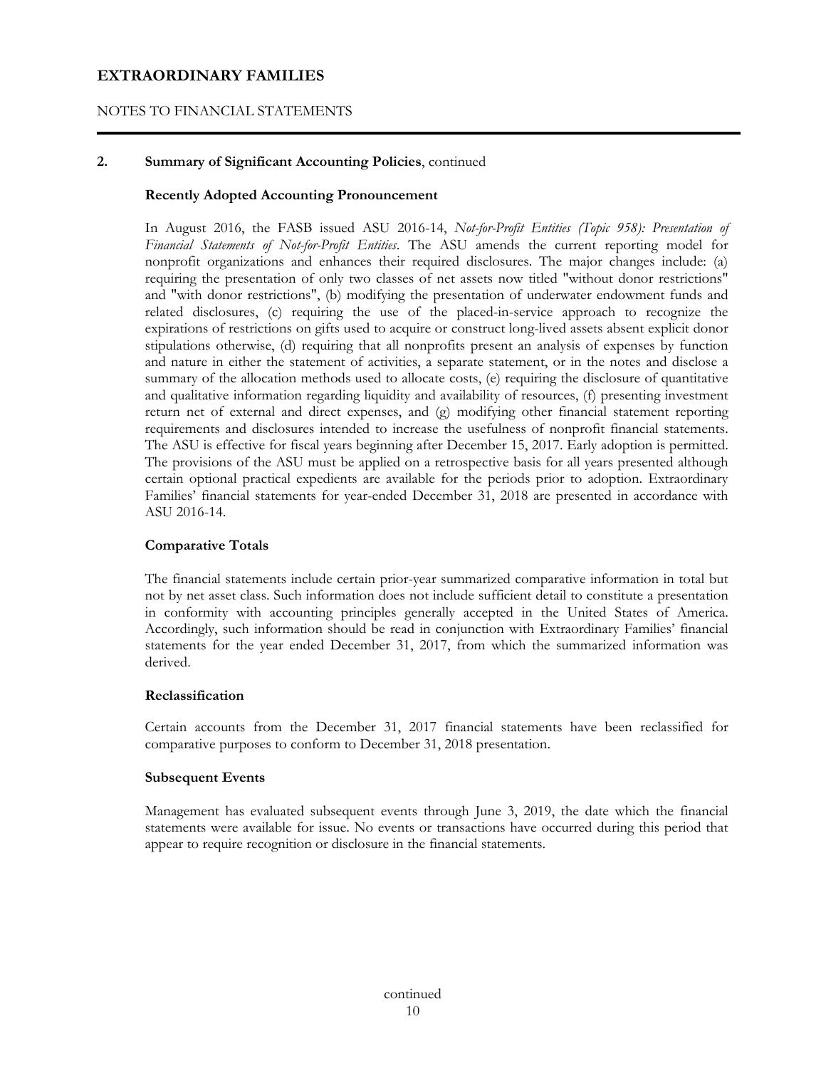**2. Summary of Significant Accounting Policies**, continued

**Recently Adopted Accounting Pronouncement**

In August 2016, the FASB issued ASU 2016-14, *Not-for-Profit Entities (Topic 958): Presentation of Financial Statements of Not-for-Profit Entities*. The ASU amends the current reporting model for nonprofit organizations and enhances their required disclosures. The major changes include: (a) requiring the presentation of only two classes of net assets now titled "without donor restrictions" and "with donor restrictions", (b) modifying the presentation of underwater endowment funds and related disclosures, (c) requiring the use of the placed-in-service approach to recognize the expirations of restrictions on gifts used to acquire or construct long-lived assets absent explicit donor stipulations otherwise, (d) requiring that all nonprofits present an analysis of expenses by function and nature in either the statement of activities, a separate statement, or in the notes and disclose a summary of the allocation methods used to allocate costs, (e) requiring the disclosure of quantitative and qualitative information regarding liquidity and availability of resources, (f) presenting investment return net of external and direct expenses, and (g) modifying other financial statement reporting requirements and disclosures intended to increase the usefulness of nonprofit financial statements. The ASU is effective for fiscal years beginning after December 15, 2017. Early adoption is permitted. The provisions of the ASU must be applied on a retrospective basis for all years presented although certain optional practical expedients are available for the periods prior to adoption. Extraordinary Families' financial statements for year-ended December 31, 2018 are presented in accordance with ASU 2016-14.

**Comparative Totals**

The financial statements include certain prior-year summarized comparative information in total but not by net asset class. Such information does not include sufficient detail to constitute a presentation in conformity with accounting principles generally accepted in the United States of America. Accordingly, such information should be read in conjunction with Extraordinary Families' financial statements for the year ended December 31, 2017, from which the summarized information was derived.

**Reclassification**

Certain accounts from the December 31, 2017 financial statements have been reclassified for comparative purposes to conform to December 31, 2018 presentation.

**Subsequent Events**

Management has evaluated subsequent events through June 3, 2019, the date which the financial statements were available for issue. No events or transactions have occurred during this period that appear to require recognition or disclosure in the financial statements.

continued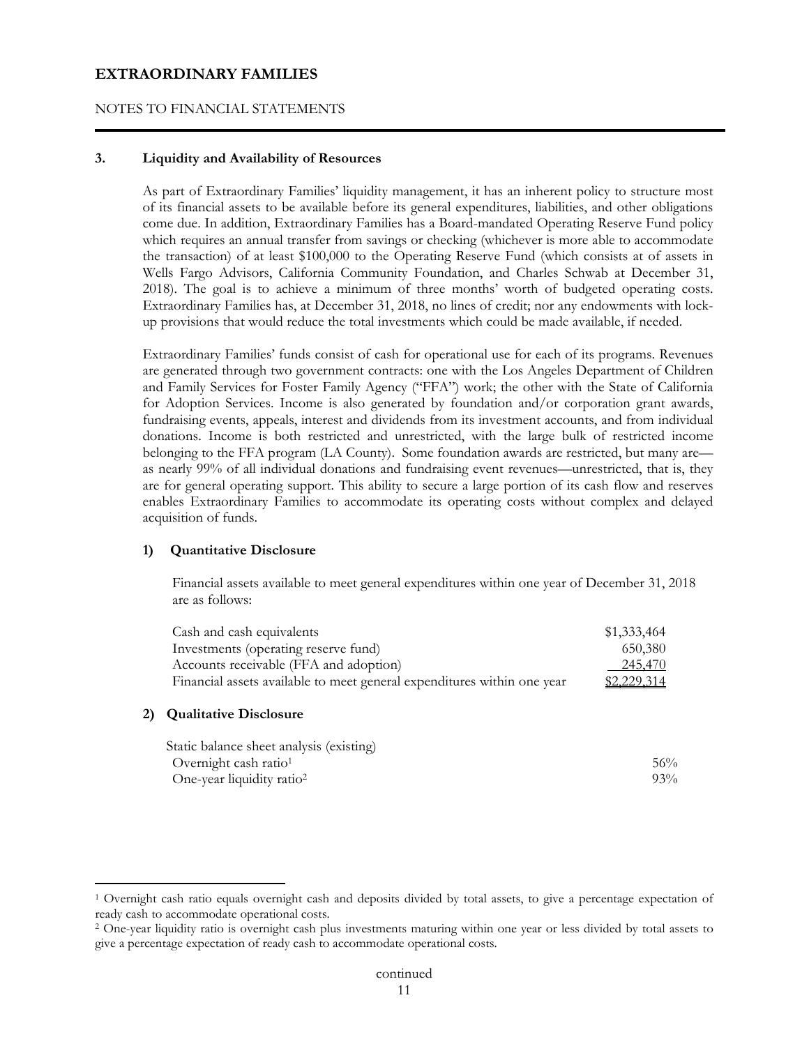# EXTRAORDINARY FAMILIES

NOTES TO FINANCIAL STATEMENTS

**3. Liquidity and Availability of Resources**

As part of Extraordinary Families' liquidity management, it has an inherent policy to structure most of its financial assets to be available before its general expenditures, liabilities, and other obligations come due. In addition, Extraordinary Families has a Board-mandated Operating Reserve Fund policy which requires an annual transfer from savings or checking (whichever is more able to accommodate the transaction) of at least $100,000 to the Operating Reserve Fund (which consists at of assets in Wells Fargo Advisors, California Community Foundation, and Charles Schwab at December 31, 2018). The goal is to achieve a minimum of three months' worth of budgeted operating costs. Extraordinary Families has, at December 31, 2018, no lines of credit; nor any endowments with lock-up provisions that would reduce the total investments which could be made available, if needed.

Extraordinary Families' funds consist of cash for operational use for each of its programs. Revenues are generated through two government contracts: one with the Los Angeles Department of Children and Family Services for Foster Family Agency ("FFA") work; the other with the State of California for Adoption Services. Income is also generated by foundation and/or corporation grant awards, fundraising events, appeals, interest and dividends from its investment accounts, and from individual donations. Income is both restricted and unrestricted, with the large bulk of restricted income belonging to the FFA program (LA County). Some foundation awards are restricted, but many are—as nearly 99% of all individual donations and fundraising event revenues—unrestricted, that is, they are for general operating support. This ability to secure a large portion of its cash flow and reserves enables Extraordinary Families to accommodate its operating costs without complex and delayed acquisition of funds.

**1) Quantitative Disclosure**

Financial assets available to meet general expenditures within one year of December 31, 2018 are as follows:

| | |
|---|---:|
| Cash and cash equivalents | $1,333,464 |
| Investments (operating reserve fund) | 650,380 |
| Accounts receivable (FFA and adoption) | 245,470 |
| Financial assets available to meet general expenditures within one year | $2,229,314 |

**2) Qualitative Disclosure**

| | |
|---|---:|
| Static balance sheet analysis (existing) | |
| Overnight cash ratio[1] | 56% |
| One-year liquidity ratio[2] | 93% |

[1] Overnight cash ratio equals overnight cash and deposits divided by total assets, to give a percentage expectation of ready cash to accommodate operational costs.

[2] One-year liquidity ratio is overnight cash plus investments maturing within one year or less divided by total assets to give a percentage expectation of ready cash to accommodate operational costs.

continued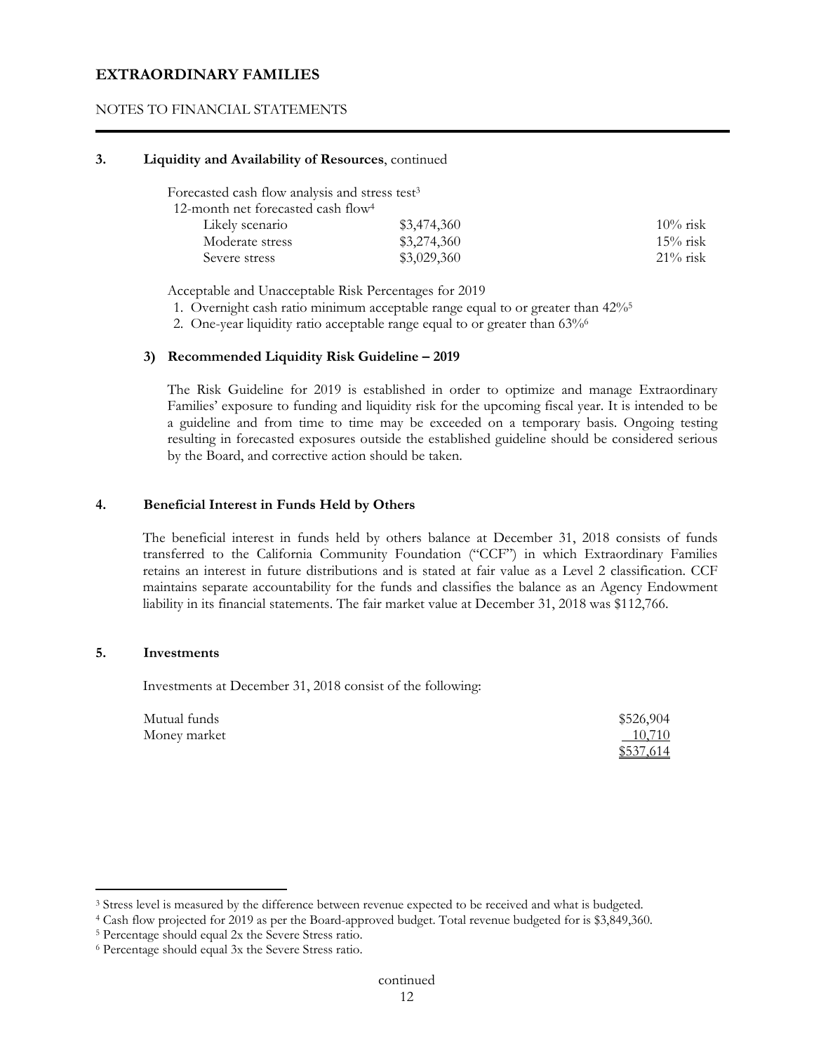# EXTRAORDINARY FAMILIES

NOTES TO FINANCIAL STATEMENTS

**3. Liquidity and Availability of Resources**, continued

Forecasted cash flow analysis and stress test[3]

| 12-month net forecasted cash flow[4] | | |
|---|---|---|
| Likely scenario | \$3,474,360 | 10% risk |
| Moderate stress | \$3,274,360 | 15% risk |
| Severe stress | \$3,029,360 | 21% risk |

Acceptable and Unacceptable Risk Percentages for 2019

1. Overnight cash ratio minimum acceptable range equal to or greater than 42%[5]
2. One-year liquidity ratio acceptable range equal to or greater than 63%[6]

**3) Recommended Liquidity Risk Guideline – 2019**

The Risk Guideline for 2019 is established in order to optimize and manage Extraordinary Families' exposure to funding and liquidity risk for the upcoming fiscal year. It is intended to be a guideline and from time to time may be exceeded on a temporary basis. Ongoing testing resulting in forecasted exposures outside the established guideline should be considered serious by the Board, and corrective action should be taken.

**4. Beneficial Interest in Funds Held by Others**

The beneficial interest in funds held by others balance at December 31, 2018 consists of funds transferred to the California Community Foundation ("CCF") in which Extraordinary Families retains an interest in future distributions and is stated at fair value as a Level 2 classification. CCF maintains separate accountability for the funds and classifies the balance as an Agency Endowment liability in its financial statements. The fair market value at December 31, 2018 was \$112,766.

**5. Investments**

Investments at December 31, 2018 consist of the following:

| | |
|---|---|
| Mutual funds | \$526,904 |
| Money market | 10,710 |
| | \$537,614 |

---

[3] Stress level is measured by the difference between revenue expected to be received and what is budgeted.

[4] Cash flow projected for 2019 as per the Board-approved budget. Total revenue budgeted for is \$3,849,360.

[5] Percentage should equal 2x the Severe Stress ratio.

[6] Percentage should equal 3x the Severe Stress ratio.

continued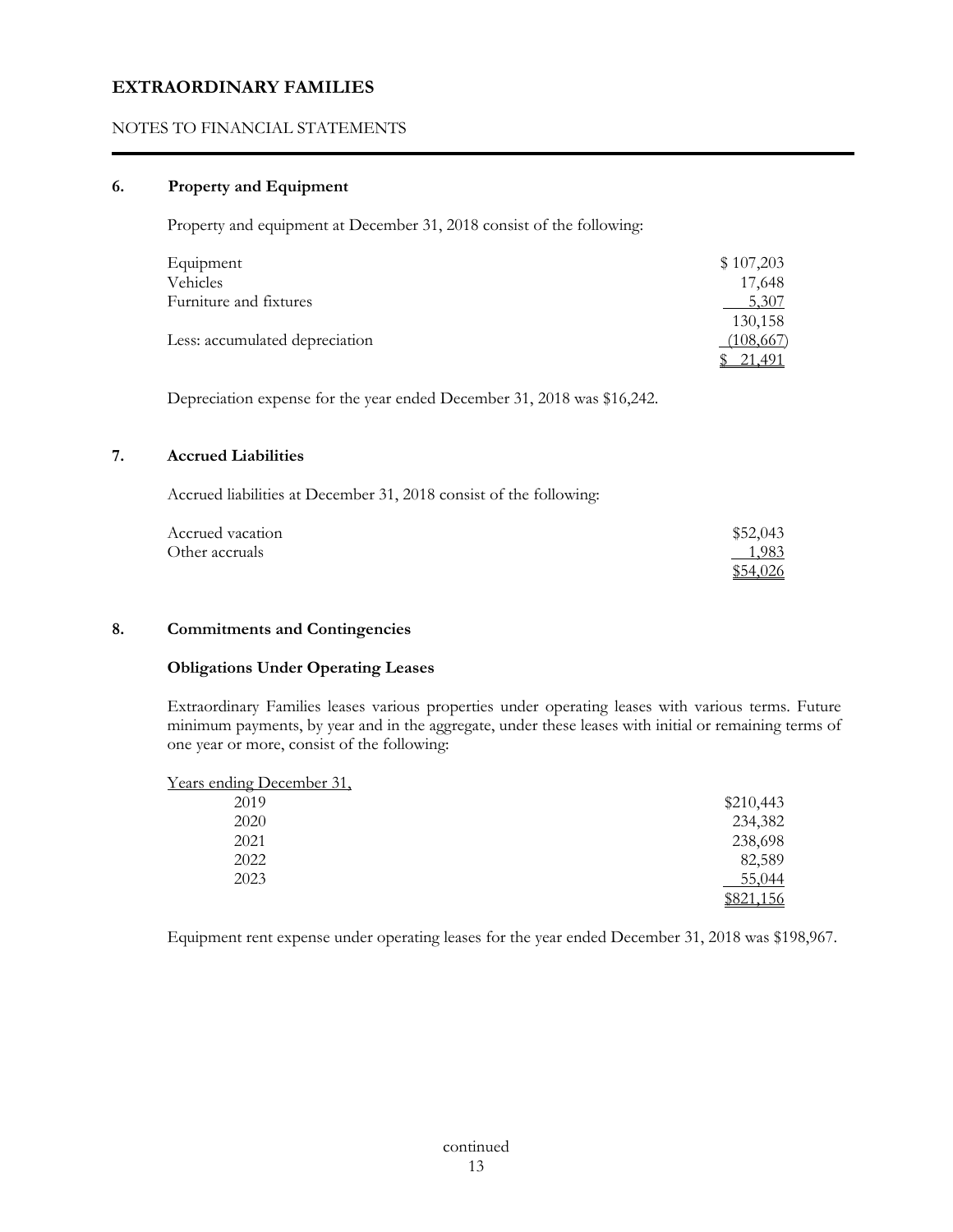# EXTRAORDINARY FAMILIES

NOTES TO FINANCIAL STATEMENTS

## 6. Property and Equipment

Property and equipment at December 31, 2018 consist of the following:

| | |
|---|---|
| Equipment | $ 107,203 |
| Vehicles | 17,648 |
| Furniture and fixtures | 5,307 |
| | 130,158 |
| Less: accumulated depreciation | (108,667) |
| | $ 21,491 |

Depreciation expense for the year ended December 31, 2018 was $16,242.

## 7. Accrued Liabilities

Accrued liabilities at December 31, 2018 consist of the following:

| | |
|---|---|
| Accrued vacation | $52,043 |
| Other accruals | 1,983 |
| | $54,026 |

## 8. Commitments and Contingencies

### Obligations Under Operating Leases

Extraordinary Families leases various properties under operating leases with various terms. Future minimum payments, by year and in the aggregate, under these leases with initial or remaining terms of one year or more, consist of the following:

| Years ending December 31, | |
|---|---|
| 2019 | $210,443 |
| 2020 | 234,382 |
| 2021 | 238,698 |
| 2022 | 82,589 |
| 2023 | 55,044 |
| | $821,156 |

Equipment rent expense under operating leases for the year ended December 31, 2018 was $198,967.

continued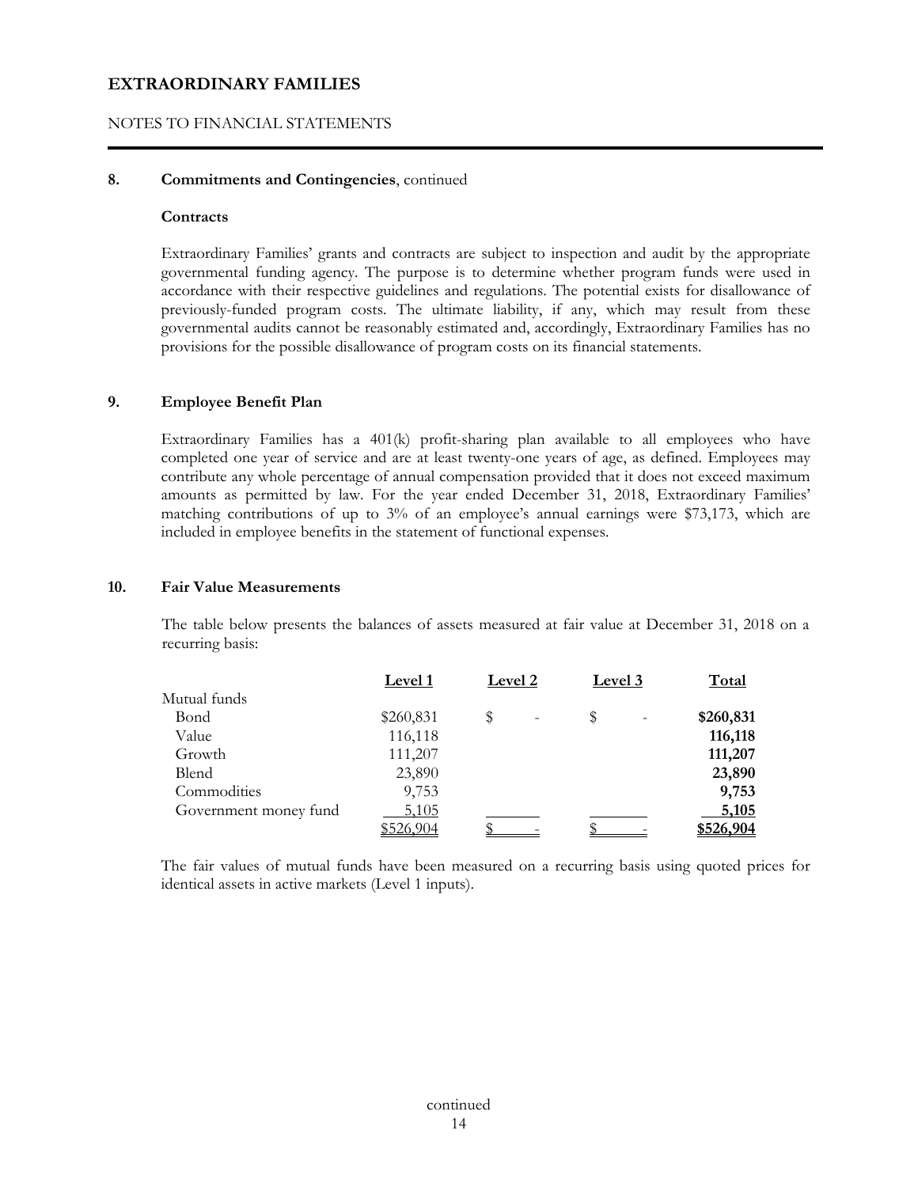# EXTRAORDINARY FAMILIES

NOTES TO FINANCIAL STATEMENTS

**8. Commitments and Contingencies**, continued

**Contracts**

Extraordinary Families' grants and contracts are subject to inspection and audit by the appropriate governmental funding agency. The purpose is to determine whether program funds were used in accordance with their respective guidelines and regulations. The potential exists for disallowance of previously-funded program costs. The ultimate liability, if any, which may result from these governmental audits cannot be reasonably estimated and, accordingly, Extraordinary Families has no provisions for the possible disallowance of program costs on its financial statements.

**9. Employee Benefit Plan**

Extraordinary Families has a 401(k) profit-sharing plan available to all employees who have completed one year of service and are at least twenty-one years of age, as defined. Employees may contribute any whole percentage of annual compensation provided that it does not exceed maximum amounts as permitted by law. For the year ended December 31, 2018, Extraordinary Families' matching contributions of up to 3% of an employee's annual earnings were $73,173, which are included in employee benefits in the statement of functional expenses.

**10. Fair Value Measurements**

The table below presents the balances of assets measured at fair value at December 31, 2018 on a recurring basis:

| | Level 1 | Level 2 | Level 3 | Total |
|---|---|---|---|---|
| Mutual funds | | | | |
| Bond | $260,831 | $ - | $ - | **$260,831** |
| Value | 116,118 | | | **116,118** |
| Growth | 111,207 | | | **111,207** |
| Blend | 23,890 | | | **23,890** |
| Commodities | 9,753 | | | **9,753** |
| Government money fund | 5,105 | | | **5,105** |
| | $526,904 | $ - | $ - | **$526,904** |

The fair values of mutual funds have been measured on a recurring basis using quoted prices for identical assets in active markets (Level 1 inputs).

continued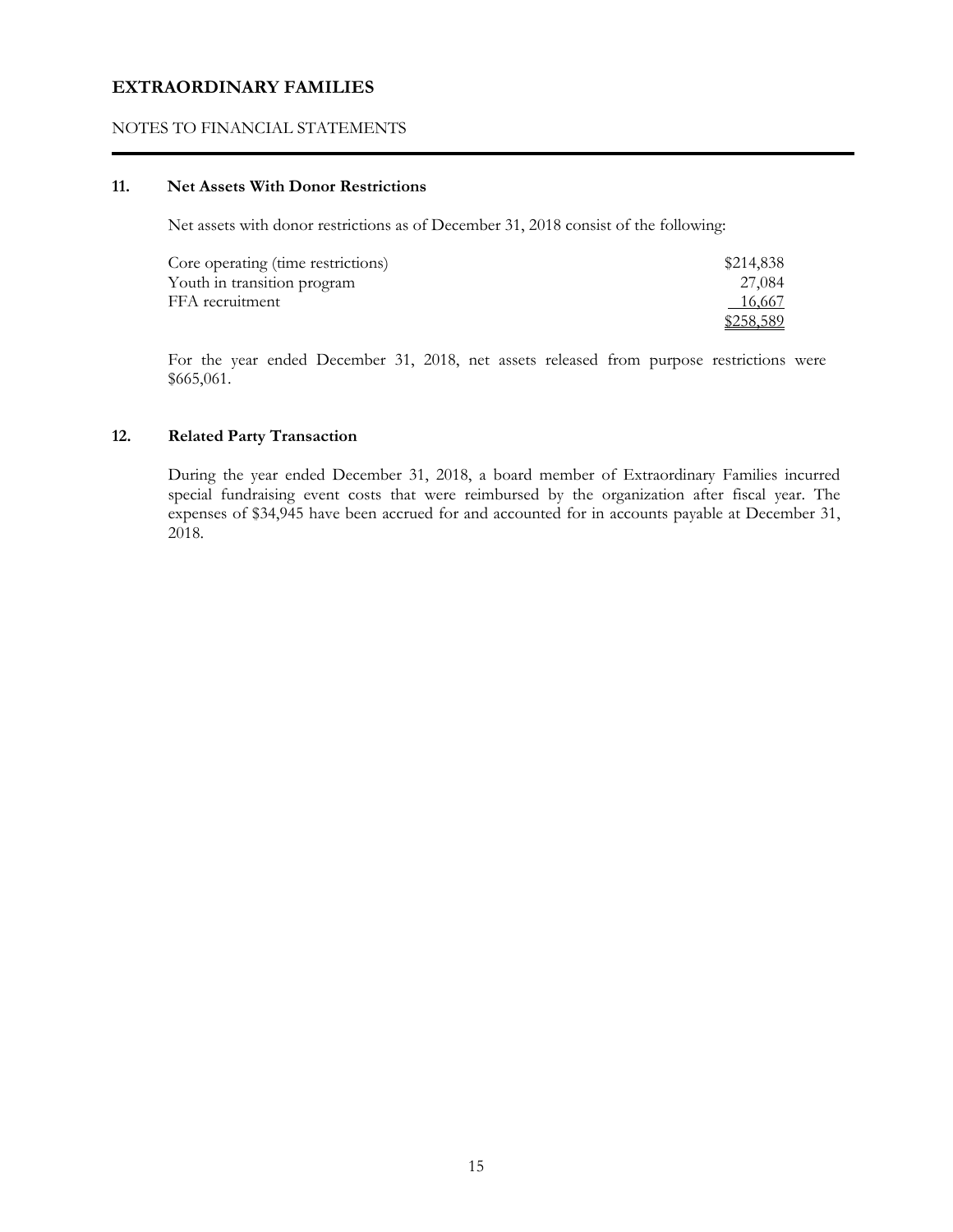# EXTRAORDINARY FAMILIES

NOTES TO FINANCIAL STATEMENTS

## 11. Net Assets With Donor Restrictions

Net assets with donor restrictions as of December 31, 2018 consist of the following:

| | |
|---|---|
| Core operating (time restrictions) | $214,838 |
| Youth in transition program | 27,084 |
| FFA recruitment | 16,667 |
| | $258,589 |

For the year ended December 31, 2018, net assets released from purpose restrictions were $665,061.

## 12. Related Party Transaction

During the year ended December 31, 2018, a board member of Extraordinary Families incurred special fundraising event costs that were reimbursed by the organization after fiscal year. The expenses of $34,945 have been accrued for and accounted for in accounts payable at December 31, 2018.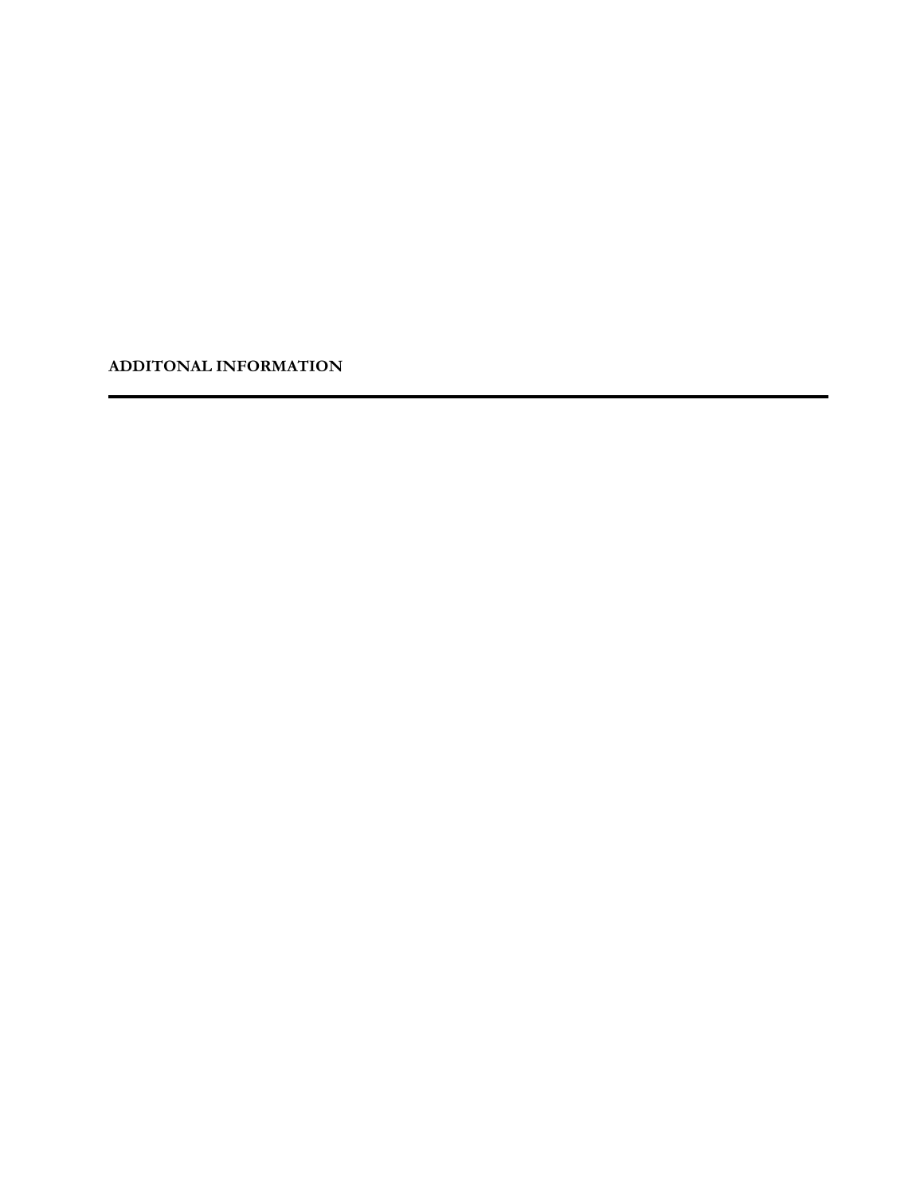## ADDITONAL INFORMATION

---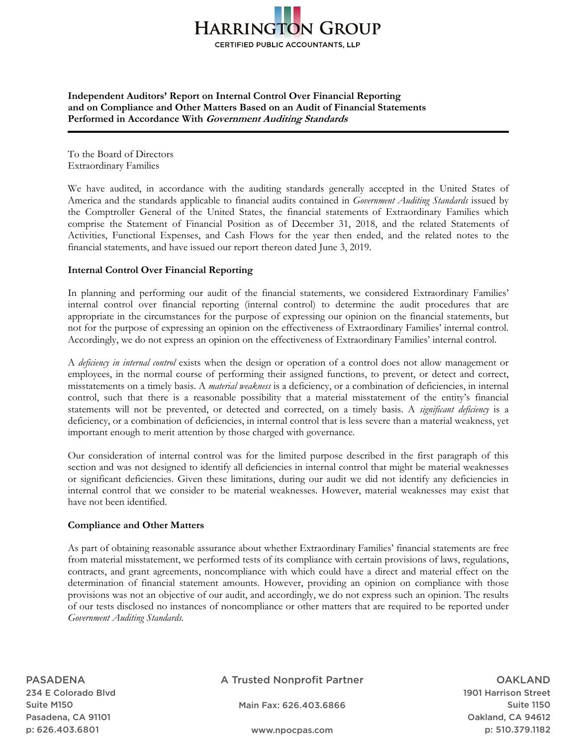# HARRINGTON GROUP

CERTIFIED PUBLIC ACCOUNTANTS, LLP

**Independent Auditors' Report on Internal Control Over Financial Reporting and on Compliance and Other Matters Based on an Audit of Financial Statements Performed in Accordance With *Government Auditing Standards***

---

To the Board of Directors
Extraordinary Families

We have audited, in accordance with the auditing standards generally accepted in the United States of America and the standards applicable to financial audits contained in *Government Auditing Standards* issued by the Comptroller General of the United States, the financial statements of Extraordinary Families which comprise the Statement of Financial Position as of December 31, 2018, and the related Statements of Activities, Functional Expenses, and Cash Flows for the year then ended, and the related notes to the financial statements, and have issued our report thereon dated June 3, 2019.

**Internal Control Over Financial Reporting**

In planning and performing our audit of the financial statements, we considered Extraordinary Families' internal control over financial reporting (internal control) to determine the audit procedures that are appropriate in the circumstances for the purpose of expressing our opinion on the financial statements, but not for the purpose of expressing an opinion on the effectiveness of Extraordinary Families' internal control. Accordingly, we do not express an opinion on the effectiveness of Extraordinary Families' internal control.

A *deficiency in internal control* exists when the design or operation of a control does not allow management or employees, in the normal course of performing their assigned functions, to prevent, or detect and correct, misstatements on a timely basis. A *material weakness* is a deficiency, or a combination of deficiencies, in internal control, such that there is a reasonable possibility that a material misstatement of the entity's financial statements will not be prevented, or detected and corrected, on a timely basis. A *significant deficiency* is a deficiency, or a combination of deficiencies, in internal control that is less severe than a material weakness, yet important enough to merit attention by those charged with governance.

Our consideration of internal control was for the limited purpose described in the first paragraph of this section and was not designed to identify all deficiencies in internal control that might be material weaknesses or significant deficiencies. Given these limitations, during our audit we did not identify any deficiencies in internal control that we consider to be material weaknesses. However, material weaknesses may exist that have not been identified.

**Compliance and Other Matters**

As part of obtaining reasonable assurance about whether Extraordinary Families' financial statements are free from material misstatement, we performed tests of its compliance with certain provisions of laws, regulations, contracts, and grant agreements, noncompliance with which could have a direct and material effect on the determination of financial statement amounts. However, providing an opinion on compliance with those provisions was not an objective of our audit, and accordingly, we do not express such an opinion. The results of our tests disclosed no instances of noncompliance or other matters that are required to be reported under *Government Auditing Standards*.

PASADENA
234 E Colorado Blvd
Suite M150
Pasadena, CA 91101
p: 626.403.6801

A Trusted Nonprofit Partner
Main Fax: 626.403.6866
www.npocpas.com

OAKLAND
1901 Harrison Street
Suite 1150
Oakland, CA 94612
p: 510.379.1182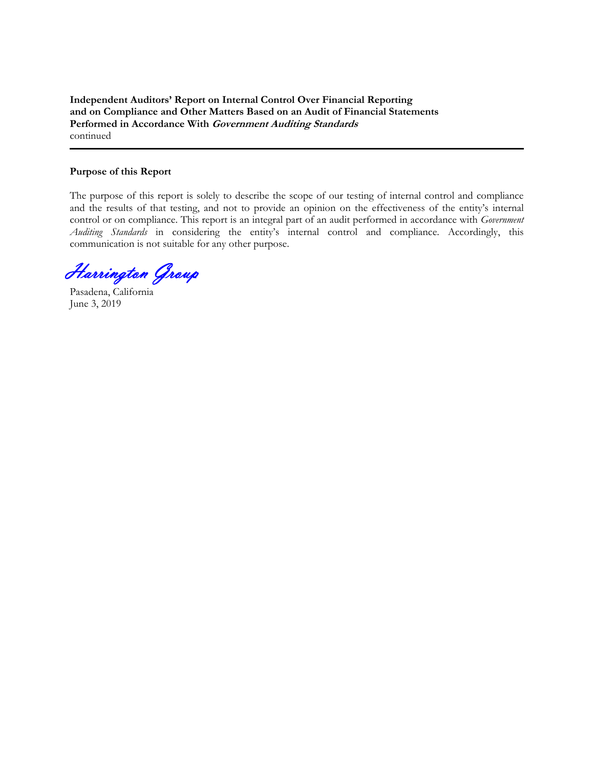**Independent Auditors' Report on Internal Control Over Financial Reporting and on Compliance and Other Matters Based on an Audit of Financial Statements Performed in Accordance With *Government Auditing Standards***
continued

---

**Purpose of this Report**

The purpose of this report is solely to describe the scope of our testing of internal control and compliance and the results of that testing, and not to provide an opinion on the effectiveness of the entity's internal control or on compliance. This report is an integral part of an audit performed in accordance with *Government Auditing Standards* in considering the entity's internal control and compliance. Accordingly, this communication is not suitable for any other purpose.

*Harrington Group*

Pasadena, California
June 3, 2019